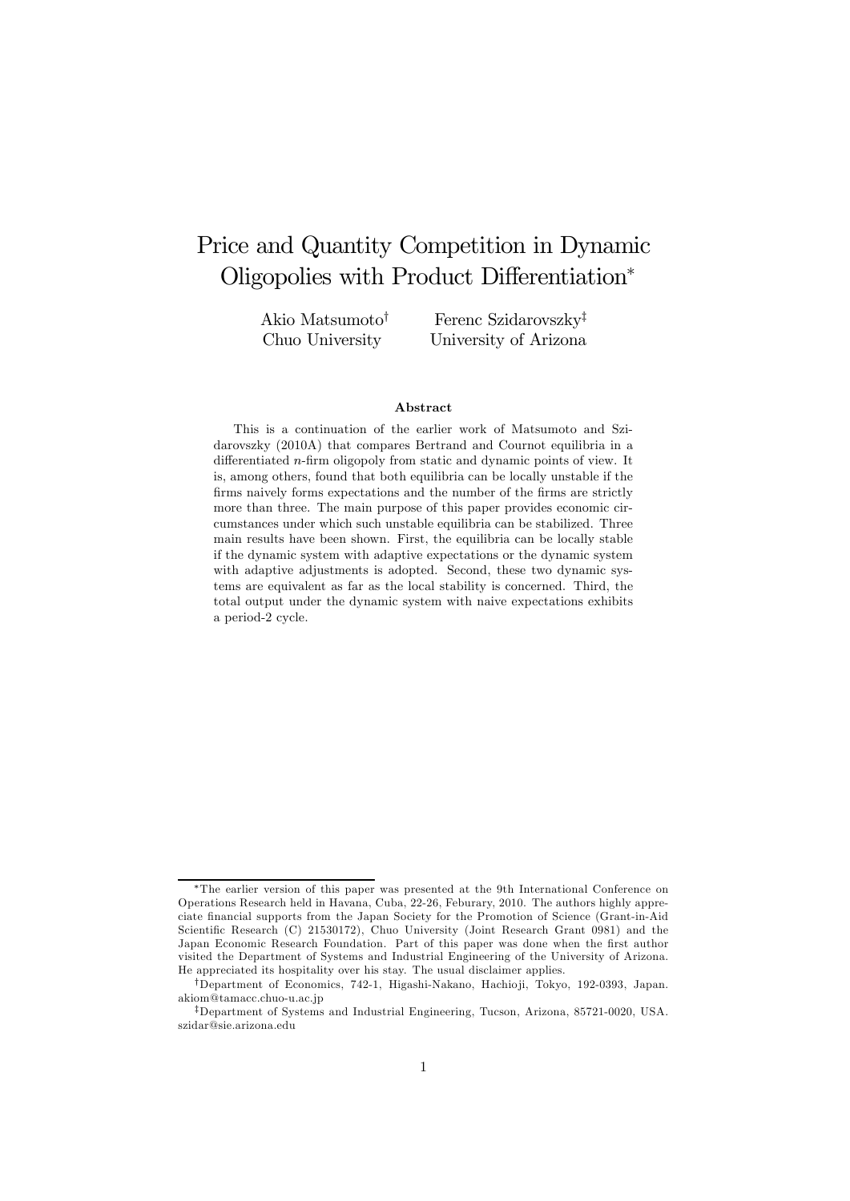# Price and Quantity Competition in Dynamic Oligopolies with Product Differentiation*

Akio Matsumoto[†]
Chuo University

Ferenc Szidarovszky[‡]
University of Arizona

### Abstract

This is a continuation of the earlier work of Matsumoto and Szidarovszky (2010A) that compares Bertrand and Cournot equilibria in a differentiated $n$-firm oligopoly from static and dynamic points of view. It is, among others, found that both equilibria can be locally unstable if the firms naively forms expectations and the number of the firms are strictly more than three. The main purpose of this paper provides economic circumstances under which such unstable equilibria can be stabilized. Three main results have been shown. First, the equilibria can be locally stable if the dynamic system with adaptive expectations or the dynamic system with adaptive adjustments is adopted. Second, these two dynamic systems are equivalent as far as the local stability is concerned. Third, the total output under the dynamic system with naive expectations exhibits a period-2 cycle.

---

*The earlier version of this paper was presented at the 9th International Conference on Operations Research held in Havana, Cuba, 22-26, Feburary, 2010. The authors highly appreciate financial supports from the Japan Society for the Promotion of Science (Grant-in-Aid Scientific Research (C) 21530172), Chuo University (Joint Research Grant 0981) and the Japan Economic Research Foundation. Part of this paper was done when the first author visited the Department of Systems and Industrial Engineering of the University of Arizona. He appreciated its hospitality over his stay. The usual disclaimer applies.

[†]Department of Economics, 742-1, Higashi-Nakano, Hachioji, Tokyo, 192-0393, Japan. akiom@tamacc.chuo-u.ac.jp

[‡]Department of Systems and Industrial Engineering, Tucson, Arizona, 85721-0020, USA. szidar@sie.arizona.edu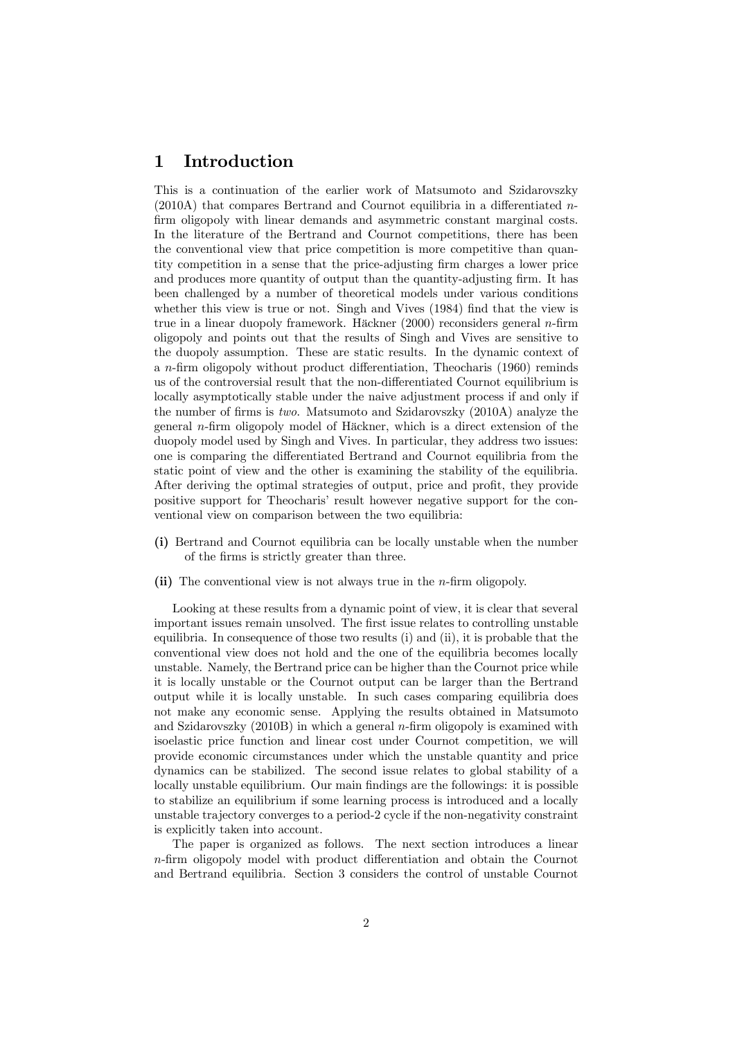# 1 Introduction

This is a continuation of the earlier work of Matsumoto and Szidarovszky (2010A) that compares Bertrand and Cournot equilibria in a differentiated $n$-firm oligopoly with linear demands and asymmetric constant marginal costs. In the literature of the Bertrand and Cournot competitions, there has been the conventional view that price competition is more competitive than quantity competition in a sense that the price-adjusting firm charges a lower price and produces more quantity of output than the quantity-adjusting firm. It has been challenged by a number of theoretical models under various conditions whether this view is true or not. Singh and Vives (1984) find that the view is true in a linear duopoly framework. Häckner (2000) reconsiders general $n$-firm oligopoly and points out that the results of Singh and Vives are sensitive to the duopoly assumption. These are static results. In the dynamic context of a $n$-firm oligopoly without product differentiation, Theocharis (1960) reminds us of the controversial result that the non-differentiated Cournot equilibrium is locally asymptotically stable under the naive adjustment process if and only if the number of firms is *two*. Matsumoto and Szidarovszky (2010A) analyze the general $n$-firm oligopoly model of Häckner, which is a direct extension of the duopoly model used by Singh and Vives. In particular, they address two issues: one is comparing the differentiated Bertrand and Cournot equilibria from the static point of view and the other is examining the stability of the equilibria. After deriving the optimal strategies of output, price and profit, they provide positive support for Theocharis' result however negative support for the conventional view on comparison between the two equilibria:

**(i)** Bertrand and Cournot equilibria can be locally unstable when the number of the firms is strictly greater than three.

**(ii)** The conventional view is not always true in the $n$-firm oligopoly.

Looking at these results from a dynamic point of view, it is clear that several important issues remain unsolved. The first issue relates to controlling unstable equilibria. In consequence of those two results (i) and (ii), it is probable that the conventional view does not hold and the one of the equilibria becomes locally unstable. Namely, the Bertrand price can be higher than the Cournot price while it is locally unstable or the Cournot output can be larger than the Bertrand output while it is locally unstable. In such cases comparing equilibria does not make any economic sense. Applying the results obtained in Matsumoto and Szidarovszky (2010B) in which a general $n$-firm oligopoly is examined with isoelastic price function and linear cost under Cournot competition, we will provide economic circumstances under which the unstable quantity and price dynamics can be stabilized. The second issue relates to global stability of a locally unstable equilibrium. Our main findings are the followings: it is possible to stabilize an equilibrium if some learning process is introduced and a locally unstable trajectory converges to a period-2 cycle if the non-negativity constraint is explicitly taken into account.

The paper is organized as follows. The next section introduces a linear $n$-firm oligopoly model with product differentiation and obtain the Cournot and Bertrand equilibria. Section 3 considers the control of unstable Cournot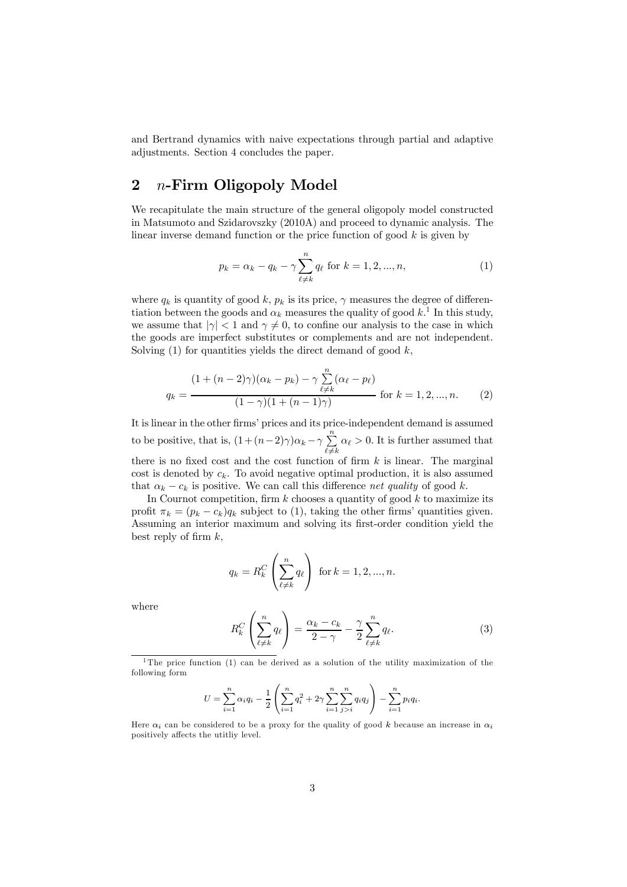and Bertrand dynamics with naive expectations through partial and adaptive adjustments. Section 4 concludes the paper.

## 2 $n$-Firm Oligopoly Model

We recapitulate the main structure of the general oligopoly model constructed in Matsumoto and Szidarovszky (2010A) and proceed to dynamic analysis. The linear inverse demand function or the price function of good $k$ is given by

$$p_k = \alpha_k - q_k - \gamma \sum_{\ell \neq k}^{n} q_\ell \text{ for } k = 1, 2, ..., n, \tag{1}$$

where $q_k$ is quantity of good $k$, $p_k$ is its price, $\gamma$ measures the degree of differentiation between the goods and $\alpha_k$ measures the quality of good $k$.[1] In this study, we assume that $|\gamma| < 1$ and $\gamma \neq 0$, to confine our analysis to the case in which the goods are imperfect substitutes or complements and are not independent. Solving (1) for quantities yields the direct demand of good $k$,

$$q_k = \frac{(1 + (n-2)\gamma)(\alpha_k - p_k) - \gamma \sum\limits_{\ell \neq k}^{n} (\alpha_\ell - p_\ell)}{(1-\gamma)(1 + (n-1)\gamma)} \text{ for } k = 1, 2, ..., n. \tag{2}$$

It is linear in the other firms' prices and its price-independent demand is assumed to be positive, that is, $(1 + (n-2)\gamma)\alpha_k - \gamma \sum\limits_{\ell \neq k}^{n} \alpha_\ell > 0$. It is further assumed that there is no fixed cost and the cost function of firm $k$ is linear. The marginal cost is denoted by $c_k$. To avoid negative optimal production, it is also assumed that $\alpha_k - c_k$ is positive. We can call this difference *net quality* of good $k$.

In Cournot competition, firm $k$ chooses a quantity of good $k$ to maximize its profit $\pi_k = (p_k - c_k)q_k$ subject to (1), taking the other firms' quantities given. Assuming an interior maximum and solving its first-order condition yield the best reply of firm $k$,

$$q_k = R_k^C \left( \sum_{\ell \neq k}^{n} q_\ell \right) \text{ for } k = 1, 2, ..., n.$$

where

$$R_k^C \left( \sum_{\ell \neq k}^{n} q_\ell \right) = \frac{\alpha_k - c_k}{2 - \gamma} - \frac{\gamma}{2} \sum_{\ell \neq k}^{n} q_\ell. \tag{3}$$

[1] The price function (1) can be derived as a solution of the utility maximization of the following form

$$U = \sum_{i=1}^{n} \alpha_i q_i - \frac{1}{2} \left( \sum_{i=1}^{n} q_i^2 + 2\gamma \sum_{i=1}^{n} \sum_{j>i}^{n} q_i q_j \right) - \sum_{i=1}^{n} p_i q_i.$$

Here $\alpha_i$ can be considered to be a proxy for the quality of good $k$ because an increase in $\alpha_i$ positively affects the utitliy level.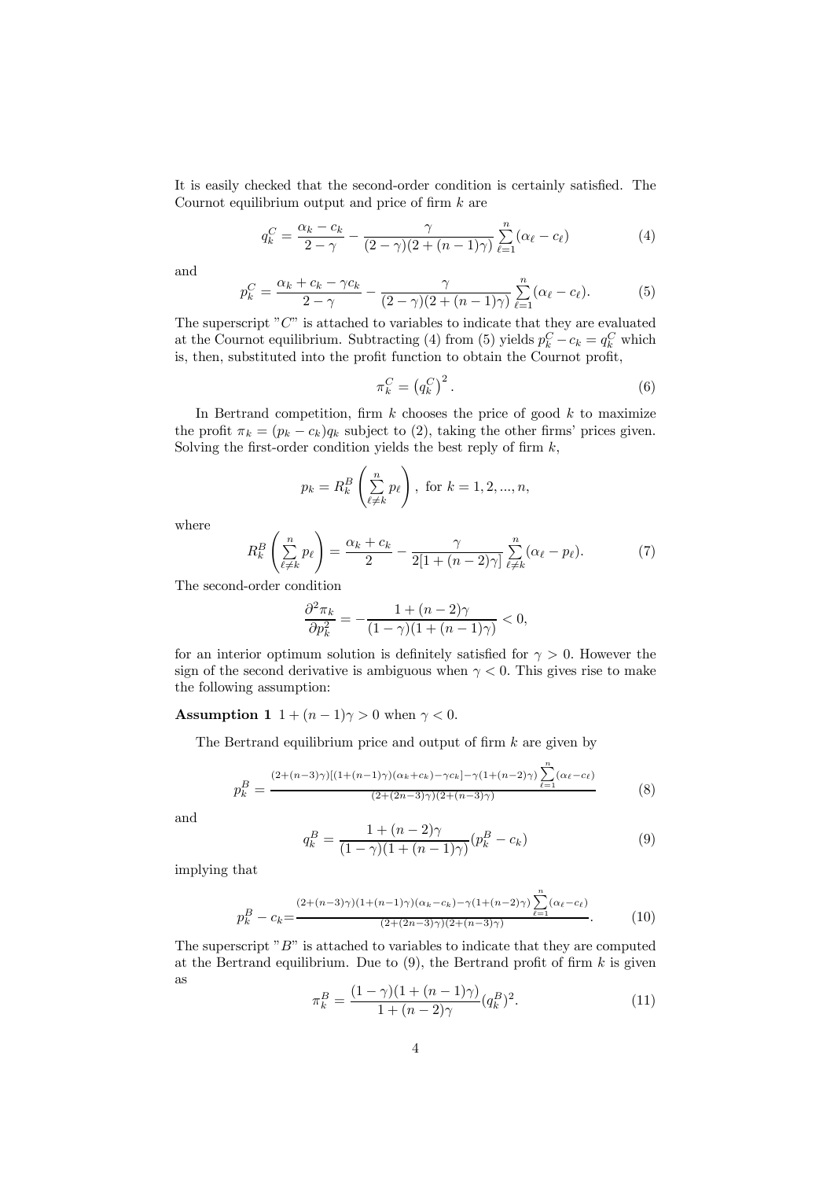It is easily checked that the second-order condition is certainly satisfied. The Cournot equilibrium output and price of firm $k$ are

$$q_k^C = \frac{\alpha_k - c_k}{2-\gamma} - \frac{\gamma}{(2-\gamma)(2+(n-1)\gamma)} \sum_{\ell=1}^{n} (\alpha_\ell - c_\ell) \tag{4}$$

and

$$p_k^C = \frac{\alpha_k + c_k - \gamma c_k}{2-\gamma} - \frac{\gamma}{(2-\gamma)(2+(n-1)\gamma)} \sum_{\ell=1}^{n} (\alpha_\ell - c_\ell). \tag{5}$$

The superscript "$C$" is attached to variables to indicate that they are evaluated at the Cournot equilibrium. Subtracting (4) from (5) yields $p_k^C - c_k = q_k^C$ which is, then, substituted into the profit function to obtain the Cournot profit,

$$\pi_k^C = \left(q_k^C\right)^2. \tag{6}$$

In Bertrand competition, firm $k$ chooses the price of good $k$ to maximize the profit $\pi_k = (p_k - c_k)q_k$ subject to (2), taking the other firms' prices given. Solving the first-order condition yields the best reply of firm $k$,

$$p_k = R_k^B \left( \sum_{\ell \neq k}^{n} p_\ell \right), \text{ for } k = 1, 2, ..., n,$$

where

$$R_k^B \left( \sum_{\ell \neq k}^{n} p_\ell \right) = \frac{\alpha_k + c_k}{2} - \frac{\gamma}{2[1+(n-2)\gamma]} \sum_{\ell \neq k}^{n} (\alpha_\ell - p_\ell). \tag{7}$$

The second-order condition

$$\frac{\partial^2 \pi_k}{\partial p_k^2} = -\frac{1+(n-2)\gamma}{(1-\gamma)(1+(n-1)\gamma)} < 0,$$

for an interior optimum solution is definitely satisfied for $\gamma > 0$. However the sign of the second derivative is ambiguous when $\gamma < 0$. This gives rise to make the following assumption:

**Assumption 1** $1 + (n-1)\gamma > 0$ when $\gamma < 0$.

The Bertrand equilibrium price and output of firm $k$ are given by

$$p_k^B = \frac{(2+(n-3)\gamma)[(1+(n-1)\gamma)(\alpha_k + c_k) - \gamma c_k] - \gamma(1+(n-2)\gamma)\sum_{\ell=1}^{n}(\alpha_\ell - c_\ell)}{(2+(2n-3)\gamma)(2+(n-3)\gamma)} \tag{8}$$

and

$$q_k^B = \frac{1+(n-2)\gamma}{(1-\gamma)(1+(n-1)\gamma)}(p_k^B - c_k) \tag{9}$$

implying that

$$p_k^B - c_k = \frac{(2+(n-3)\gamma)(1+(n-1)\gamma)(\alpha_k - c_k) - \gamma(1+(n-2)\gamma)\sum_{\ell=1}^{n}(\alpha_\ell - c_\ell)}{(2+(2n-3)\gamma)(2+(n-3)\gamma)}. \tag{10}$$

The superscript "$B$" is attached to variables to indicate that they are computed at the Bertrand equilibrium. Due to (9), the Bertrand profit of firm $k$ is given as

$$\pi_k^B = \frac{(1-\gamma)(1+(n-1)\gamma)}{1+(n-2)\gamma}(q_k^B)^2. \tag{11}$$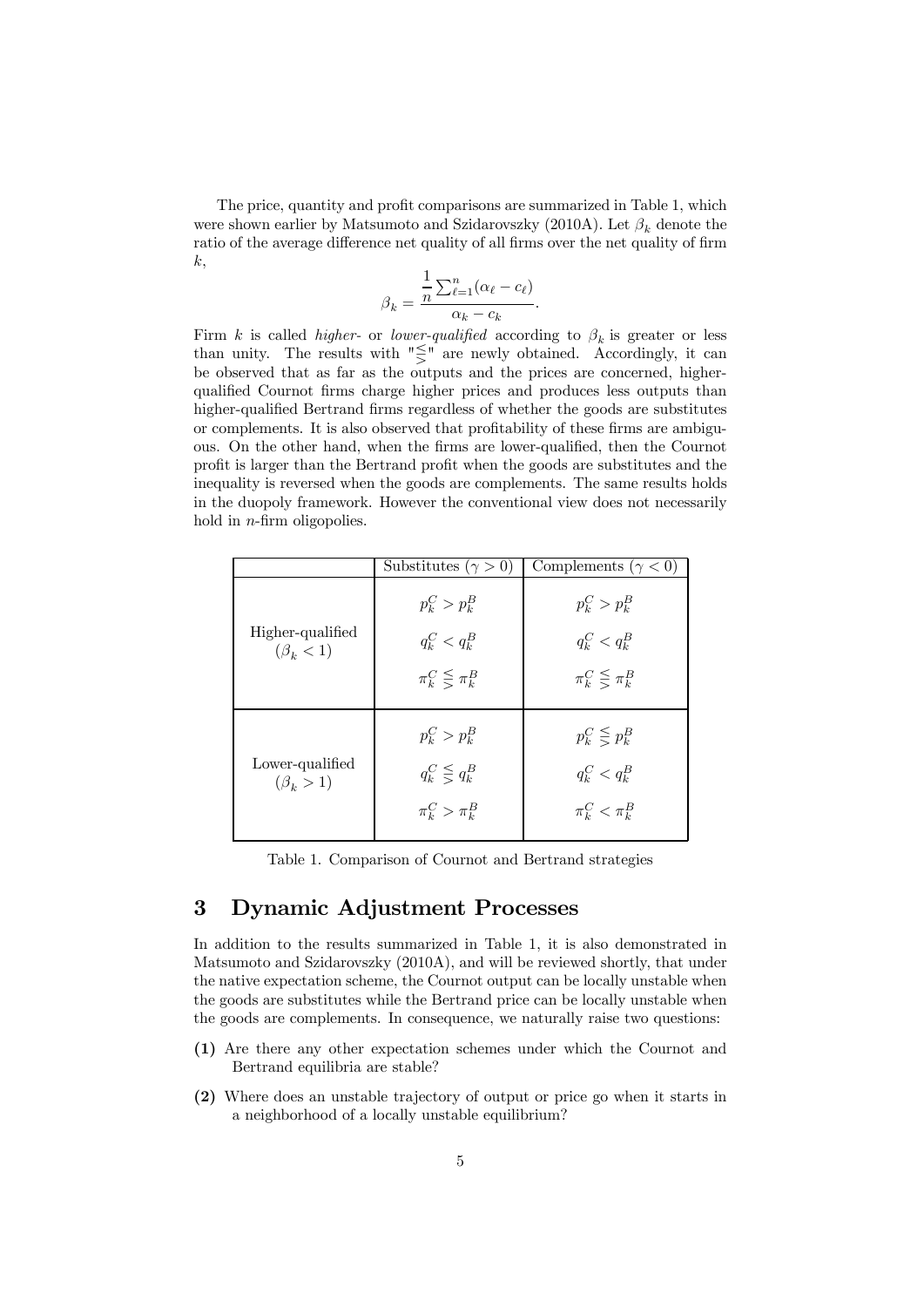The price, quantity and profit comparisons are summarized in Table 1, which were shown earlier by Matsumoto and Szidarovszky (2010A). Let $\beta_k$ denote the ratio of the average difference net quality of all firms over the net quality of firm $k$,

$$\beta_k = \frac{\dfrac{1}{n}\sum_{\ell=1}^{n}(\alpha_\ell - c_\ell)}{\alpha_k - c_k}.$$

Firm $k$ is called *higher-* or *lower-qualified* according to $\beta_k$ is greater or less than unity. The results with "$\lesseqgtr$" are newly obtained. Accordingly, it can be observed that as far as the outputs and the prices are concerned, higher-qualified Cournot firms charge higher prices and produces less outputs than higher-qualified Bertrand firms regardless of whether the goods are substitutes or complements. It is also observed that profitability of these firms are ambiguous. On the other hand, when the firms are lower-qualified, then the Cournot profit is larger than the Bertrand profit when the goods are substitutes and the inequality is reversed when the goods are complements. The same results holds in the duopoly framework. However the conventional view does not necessarily hold in $n$-firm oligopolies.

| | Substitutes ($\gamma > 0$) | Complements ($\gamma < 0$) |
|---|---|---|
| Higher-qualified ($\beta_k < 1$) | $p_k^C > p_k^B$<br>$q_k^C < q_k^B$<br>$\pi_k^C \lesseqgtr \pi_k^B$ | $p_k^C > p_k^B$<br>$q_k^C < q_k^B$<br>$\pi_k^C \lesseqgtr \pi_k^B$ |
| Lower-qualified ($\beta_k > 1$) | $p_k^C > p_k^B$<br>$q_k^C \lesseqgtr q_k^B$<br>$\pi_k^C > \pi_k^B$ | $p_k^C \lesseqgtr p_k^B$<br>$q_k^C < q_k^B$<br>$\pi_k^C < \pi_k^B$ |

Table 1. Comparison of Cournot and Bertrand strategies

# 3 Dynamic Adjustment Processes

In addition to the results summarized in Table 1, it is also demonstrated in Matsumoto and Szidarovszky (2010A), and will be reviewed shortly, that under the native expectation scheme, the Cournot output can be locally unstable when the goods are substitutes while the Bertrand price can be locally unstable when the goods are complements. In consequence, we naturally raise two questions:

**(1)** Are there any other expectation schemes under which the Cournot and Bertrand equilibria are stable?

**(2)** Where does an unstable trajectory of output or price go when it starts in a neighborhood of a locally unstable equilibrium?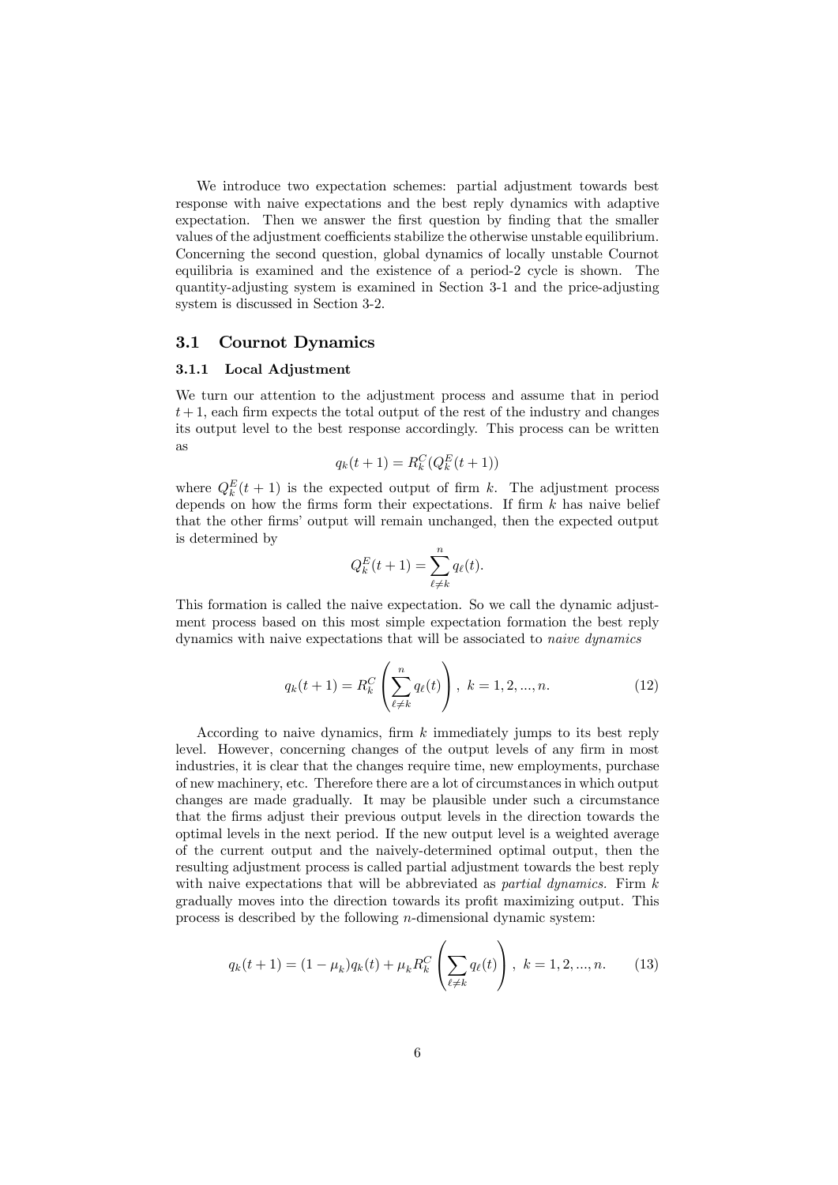We introduce two expectation schemes: partial adjustment towards best response with naive expectations and the best reply dynamics with adaptive expectation. Then we answer the first question by finding that the smaller values of the adjustment coefficients stabilize the otherwise unstable equilibrium. Concerning the second question, global dynamics of locally unstable Cournot equilibria is examined and the existence of a period-2 cycle is shown. The quantity-adjusting system is examined in Section 3-1 and the price-adjusting system is discussed in Section 3-2.

## 3.1 Cournot Dynamics

### 3.1.1 Local Adjustment

We turn our attention to the adjustment process and assume that in period $t+1$, each firm expects the total output of the rest of the industry and changes its output level to the best response accordingly. This process can be written as

$$q_k(t+1) = R_k^C(Q_k^E(t+1))$$

where $Q_k^E(t+1)$ is the expected output of firm $k$. The adjustment process depends on how the firms form their expectations. If firm $k$ has naive belief that the other firms' output will remain unchanged, then the expected output is determined by

$$Q_k^E(t+1) = \sum_{\ell \neq k}^{n} q_\ell(t).$$

This formation is called the naive expectation. So we call the dynamic adjustment process based on this most simple expectation formation the best reply dynamics with naive expectations that will be associated to *naive dynamics*

$$q_k(t+1) = R_k^C\left(\sum_{\ell \neq k}^{n} q_\ell(t)\right), \ k = 1, 2, ..., n. \tag{12}$$

According to naive dynamics, firm $k$ immediately jumps to its best reply level. However, concerning changes of the output levels of any firm in most industries, it is clear that the changes require time, new employments, purchase of new machinery, etc. Therefore there are a lot of circumstances in which output changes are made gradually. It may be plausible under such a circumstance that the firms adjust their previous output levels in the direction towards the optimal levels in the next period. If the new output level is a weighted average of the current output and the naively-determined optimal output, then the resulting adjustment process is called partial adjustment towards the best reply with naive expectations that will be abbreviated as *partial dynamics.* Firm $k$ gradually moves into the direction towards its profit maximizing output. This process is described by the following $n$-dimensional dynamic system:

$$q_k(t+1) = (1 - \mu_k)q_k(t) + \mu_k R_k^C\left(\sum_{\ell \neq k} q_\ell(t)\right), \ k = 1, 2, ..., n. \tag{13}$$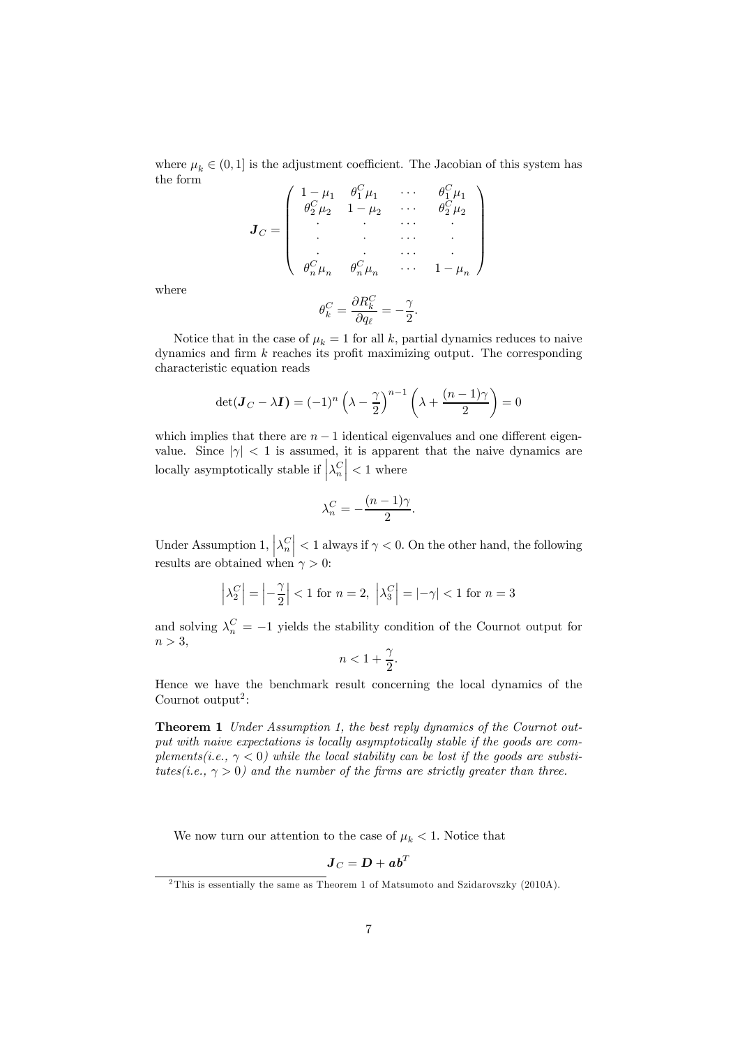where $\mu_k \in (0, 1]$ is the adjustment coefficient. The Jacobian of this system has the form

$$
\boldsymbol{J}_C = \begin{pmatrix} 1-\mu_1 & \theta_1^C \mu_1 & \cdots & \theta_1^C \mu_1 \\ \theta_2^C \mu_2 & 1-\mu_2 & \cdots & \theta_2^C \mu_2 \\ \cdot & \cdot & \cdots & \cdot \\ \cdot & \cdot & \cdots & \cdot \\ \cdot & \cdot & \cdots & \cdot \\ \theta_n^C \mu_n & \theta_n^C \mu_n & \cdots & 1-\mu_n \end{pmatrix}
$$

where

$$
\theta_k^C = \frac{\partial R_k^C}{\partial q_\ell} = -\frac{\gamma}{2}.
$$

Notice that in the case of $\mu_k = 1$ for all $k$, partial dynamics reduces to naive dynamics and firm $k$ reaches its profit maximizing output. The corresponding characteristic equation reads

$$
\det(\boldsymbol{J}_C - \lambda \boldsymbol{I}) = (-1)^n \left(\lambda - \frac{\gamma}{2}\right)^{n-1} \left(\lambda + \frac{(n-1)\gamma}{2}\right) = 0
$$

which implies that there are $n-1$ identical eigenvalues and one different eigenvalue. Since $|\gamma| < 1$ is assumed, it is apparent that the naive dynamics are locally asymptotically stable if $\left|\lambda_n^C\right| < 1$ where

$$
\lambda_n^C = -\frac{(n-1)\gamma}{2}.
$$

Under Assumption 1, $\left|\lambda_n^C\right| < 1$ always if $\gamma < 0$. On the other hand, the following results are obtained when $\gamma > 0$:

$$
\left|\lambda_2^C\right| = \left|-\frac{\gamma}{2}\right| < 1 \text{ for } n = 2, \ \left|\lambda_3^C\right| = \left|-\gamma\right| < 1 \text{ for } n = 3
$$

and solving $\lambda_n^C = -1$ yields the stability condition of the Cournot output for $n > 3$,

$$
n < 1 + \frac{\gamma}{2}.
$$

Hence we have the benchmark result concerning the local dynamics of the Cournot output[2]:

**Theorem 1** *Under Assumption 1, the best reply dynamics of the Cournot output with naive expectations is locally asymptotically stable if the goods are complements(i.e., $\gamma < 0$) while the local stability can be lost if the goods are substitutes(i.e., $\gamma > 0$) and the number of the firms are strictly greater than three.*

We now turn our attention to the case of $\mu_k < 1$. Notice that

$$
\boldsymbol{J}_C = \boldsymbol{D} + \boldsymbol{a}\boldsymbol{b}^T
$$

[2] This is essentially the same as Theorem 1 of Matsumoto and Szidarovszky (2010A).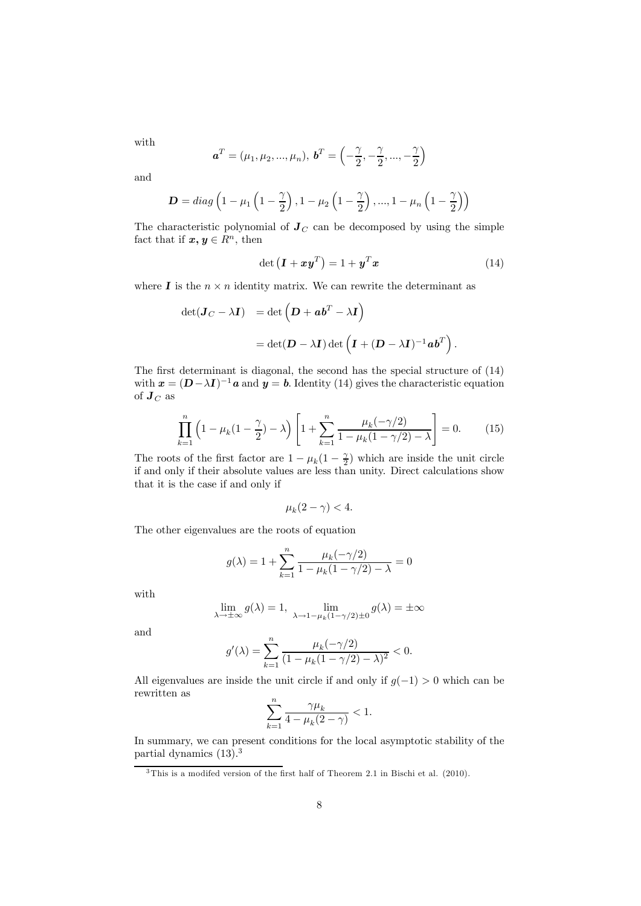with

$$\boldsymbol{a}^T = (\mu_1, \mu_2, ..., \mu_n),\ \boldsymbol{b}^T = \left(-\frac{\gamma}{2}, -\frac{\gamma}{2}, ..., -\frac{\gamma}{2}\right)$$

and

$$\boldsymbol{D} = diag\left(1 - \mu_1\left(1 - \frac{\gamma}{2}\right), 1 - \mu_2\left(1 - \frac{\gamma}{2}\right), ..., 1 - \mu_n\left(1 - \frac{\gamma}{2}\right)\right)$$

The characteristic polynomial of $\boldsymbol{J}_C$ can be decomposed by using the simple fact that if $\boldsymbol{x}, \boldsymbol{y} \in R^n$, then

$$\det\left(\boldsymbol{I} + \boldsymbol{x}\boldsymbol{y}^T\right) = 1 + \boldsymbol{y}^T\boldsymbol{x} \tag{14}$$

where $\boldsymbol{I}$ is the $n \times n$ identity matrix. We can rewrite the determinant as

$$\begin{aligned}\det(\boldsymbol{J}_C - \lambda \boldsymbol{I}) &= \det\left(\boldsymbol{D} + \boldsymbol{a}\boldsymbol{b}^T - \lambda \boldsymbol{I}\right) \\ &= \det(\boldsymbol{D} - \lambda \boldsymbol{I}) \det\left(\boldsymbol{I} + (\boldsymbol{D} - \lambda \boldsymbol{I})^{-1}\boldsymbol{a}\boldsymbol{b}^T\right).\end{aligned}$$

The first determinant is diagonal, the second has the special structure of (14) with $\boldsymbol{x} = (\boldsymbol{D} - \lambda \boldsymbol{I})^{-1}\boldsymbol{a}$ and $\boldsymbol{y} = \boldsymbol{b}$. Identity (14) gives the characteristic equation of $\boldsymbol{J}_C$ as

$$\prod_{k=1}^{n}\left(1 - \mu_k(1 - \frac{\gamma}{2}) - \lambda\right)\left[1 + \sum_{k=1}^{n} \frac{\mu_k(-\gamma/2)}{1 - \mu_k(1 - \gamma/2) - \lambda}\right] = 0. \tag{15}$$

The roots of the first factor are $1 - \mu_k(1 - \frac{\gamma}{2})$ which are inside the unit circle if and only if their absolute values are less than unity. Direct calculations show that it is the case if and only if

$$\mu_k(2 - \gamma) < 4.$$

The other eigenvalues are the roots of equation

$$g(\lambda) = 1 + \sum_{k=1}^{n} \frac{\mu_k(-\gamma/2)}{1 - \mu_k(1 - \gamma/2) - \lambda} = 0$$

with

$$\lim_{\lambda \to \pm\infty} g(\lambda) = 1,\ \lim_{\lambda \to 1 - \mu_k(1-\gamma/2) \pm 0} g(\lambda) = \pm\infty$$

and

$$g'(\lambda) = \sum_{k=1}^{n} \frac{\mu_k(-\gamma/2)}{(1 - \mu_k(1 - \gamma/2) - \lambda)^2} < 0.$$

All eigenvalues are inside the unit circle if and only if $g(-1) > 0$ which can be rewritten as

$$\sum_{k=1}^{n} \frac{\gamma \mu_k}{4 - \mu_k(2 - \gamma)} < 1.$$

In summary, we can present conditions for the local asymptotic stability of the partial dynamics (13).[3]

[3] This is a modifed version of the first half of Theorem 2.1 in Bischi et al. (2010).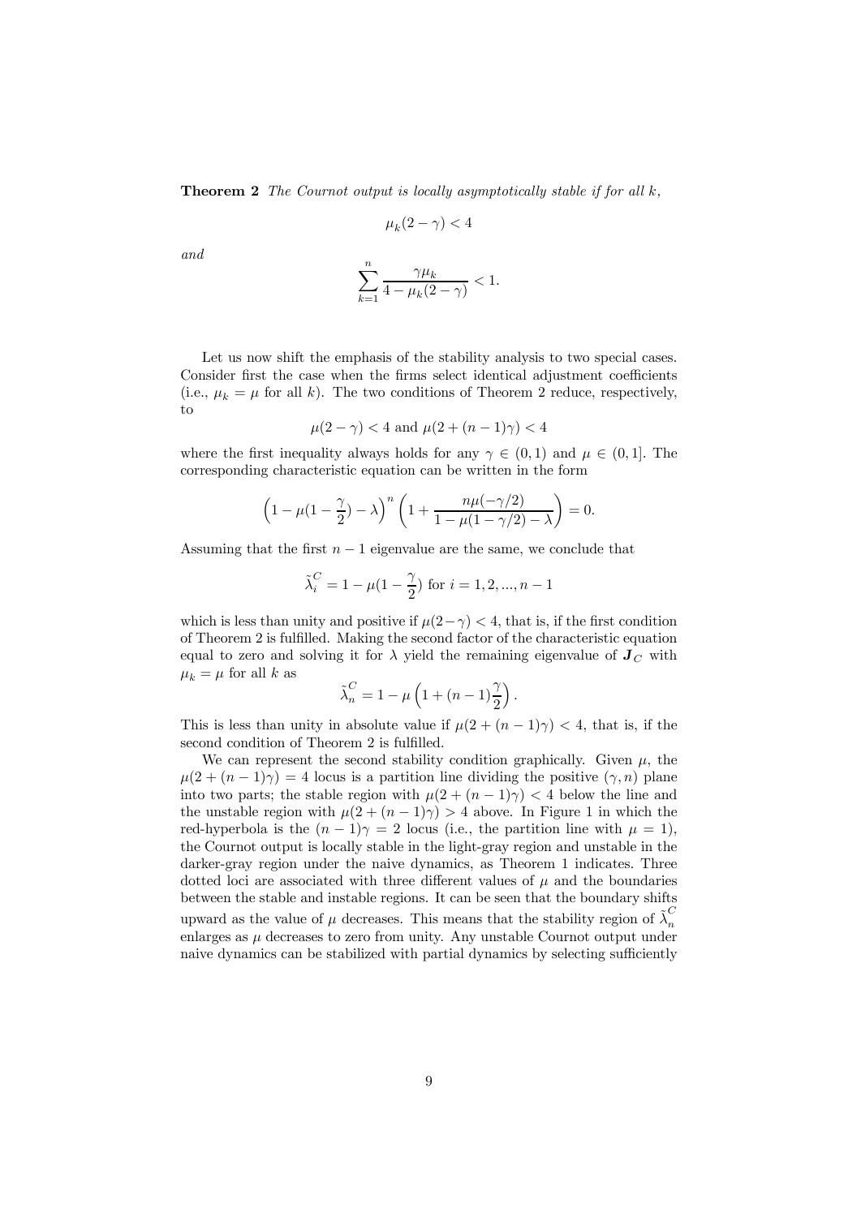**Theorem 2** *The Cournot output is locally asymptotically stable if for all k,*

$$\mu_k(2-\gamma) < 4$$

*and*

$$\sum_{k=1}^{n} \frac{\gamma \mu_k}{4 - \mu_k(2-\gamma)} < 1.$$

Let us now shift the emphasis of the stability analysis to two special cases. Consider first the case when the firms select identical adjustment coefficients (i.e., $\mu_k = \mu$ for all $k$). The two conditions of Theorem 2 reduce, respectively, to

$$\mu(2-\gamma) < 4 \text{ and } \mu(2+(n-1)\gamma) < 4$$

where the first inequality always holds for any $\gamma \in (0,1)$ and $\mu \in (0,1]$. The corresponding characteristic equation can be written in the form

$$\left(1 - \mu(1-\frac{\gamma}{2}) - \lambda\right)^n \left(1 + \frac{n\mu(-\gamma/2)}{1-\mu(1-\gamma/2)-\lambda}\right) = 0.$$

Assuming that the first $n-1$ eigenvalue are the same, we conclude that

$$\tilde{\lambda}_i^C = 1 - \mu(1-\frac{\gamma}{2}) \text{ for } i = 1, 2, ..., n-1$$

which is less than unity and positive if $\mu(2-\gamma) < 4$, that is, if the first condition of Theorem 2 is fulfilled. Making the second factor of the characteristic equation equal to zero and solving it for $\lambda$ yield the remaining eigenvalue of $\boldsymbol{J}_C$ with $\mu_k = \mu$ for all $k$ as

$$\tilde{\lambda}_n^C = 1 - \mu\left(1 + (n-1)\frac{\gamma}{2}\right).$$

This is less than unity in absolute value if $\mu(2+(n-1)\gamma) < 4$, that is, if the second condition of Theorem 2 is fulfilled.

We can represent the second stability condition graphically. Given $\mu$, the $\mu(2+(n-1)\gamma) = 4$ locus is a partition line dividing the positive $(\gamma, n)$ plane into two parts; the stable region with $\mu(2+(n-1)\gamma) < 4$ below the line and the unstable region with $\mu(2+(n-1)\gamma) > 4$ above. In Figure 1 in which the red-hyperbola is the $(n-1)\gamma = 2$ locus (i.e., the partition line with $\mu = 1$), the Cournot output is locally stable in the light-gray region and unstable in the darker-gray region under the naive dynamics, as Theorem 1 indicates. Three dotted loci are associated with three different values of $\mu$ and the boundaries between the stable and instable regions. It can be seen that the boundary shifts upward as the value of $\mu$ decreases. This means that the stability region of $\tilde{\lambda}_n^C$ enlarges as $\mu$ decreases to zero from unity. Any unstable Cournot output under naive dynamics can be stabilized with partial dynamics by selecting sufficiently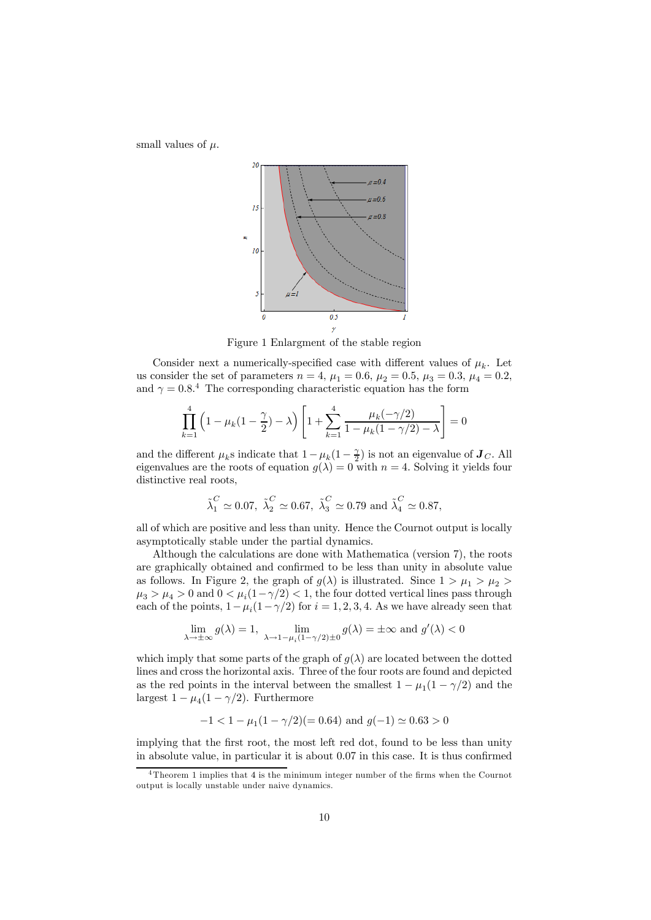small values of $\mu$.

Figure 1 Enlargment of the stable region

Consider next a numerically-specified case with different values of $\mu_k$. Let us consider the set of parameters $n = 4$, $\mu_1 = 0.6$, $\mu_2 = 0.5$, $\mu_3 = 0.3$, $\mu_4 = 0.2$, and $\gamma = 0.8$.[4] The corresponding characteristic equation has the form

$$\prod_{k=1}^{4}\left(1 - \mu_k(1 - \frac{\gamma}{2}) - \lambda\right)\left[1 + \sum_{k=1}^{4}\frac{\mu_k(-\gamma/2)}{1 - \mu_k(1 - \gamma/2) - \lambda}\right] = 0$$

and the different $\mu_k$s indicate that $1 - \mu_k(1 - \frac{\gamma}{2})$ is not an eigenvalue of $\boldsymbol{J}_C$. All eigenvalues are the roots of equation $g(\lambda) = 0$ with $n = 4$. Solving it yields four distinctive real roots,

$$\tilde{\lambda}_1^C \simeq 0.07,\ \tilde{\lambda}_2^C \simeq 0.67,\ \tilde{\lambda}_3^C \simeq 0.79 \text{ and } \tilde{\lambda}_4^C \simeq 0.87,$$

all of which are positive and less than unity. Hence the Cournot output is locally asymptotically stable under the partial dynamics.

Although the calculations are done with Mathematica (version 7), the roots are graphically obtained and confirmed to be less than unity in absolute value as follows. In Figure 2, the graph of $g(\lambda)$ is illustrated. Since $1 > \mu_1 > \mu_2 > \mu_3 > \mu_4 > 0$ and $0 < \mu_i(1 - \gamma/2) < 1$, the four dotted vertical lines pass through each of the points, $1 - \mu_i(1 - \gamma/2)$ for $i = 1, 2, 3, 4$. As we have already seen that

$$\lim_{\lambda \to \pm\infty} g(\lambda) = 1,\ \lim_{\lambda \to 1 - \mu_i(1-\gamma/2) \pm 0} g(\lambda) = \pm\infty \text{ and } g'(\lambda) < 0$$

which imply that some parts of the graph of $g(\lambda)$ are located between the dotted lines and cross the horizontal axis. Three of the four roots are found and depicted as the red points in the interval between the smallest $1 - \mu_1(1 - \gamma/2)$ and the largest $1 - \mu_4(1 - \gamma/2)$. Furthermore

$$-1 < 1 - \mu_1(1 - \gamma/2)(= 0.64) \text{ and } g(-1) \simeq 0.63 > 0$$

implying that the first root, the most left red dot, found to be less than unity in absolute value, in particular it is about 0.07 in this case. It is thus confirmed

[4] Theorem 1 implies that 4 is the minimum integer number of the firms when the Cournot output is locally unstable under naive dynamics.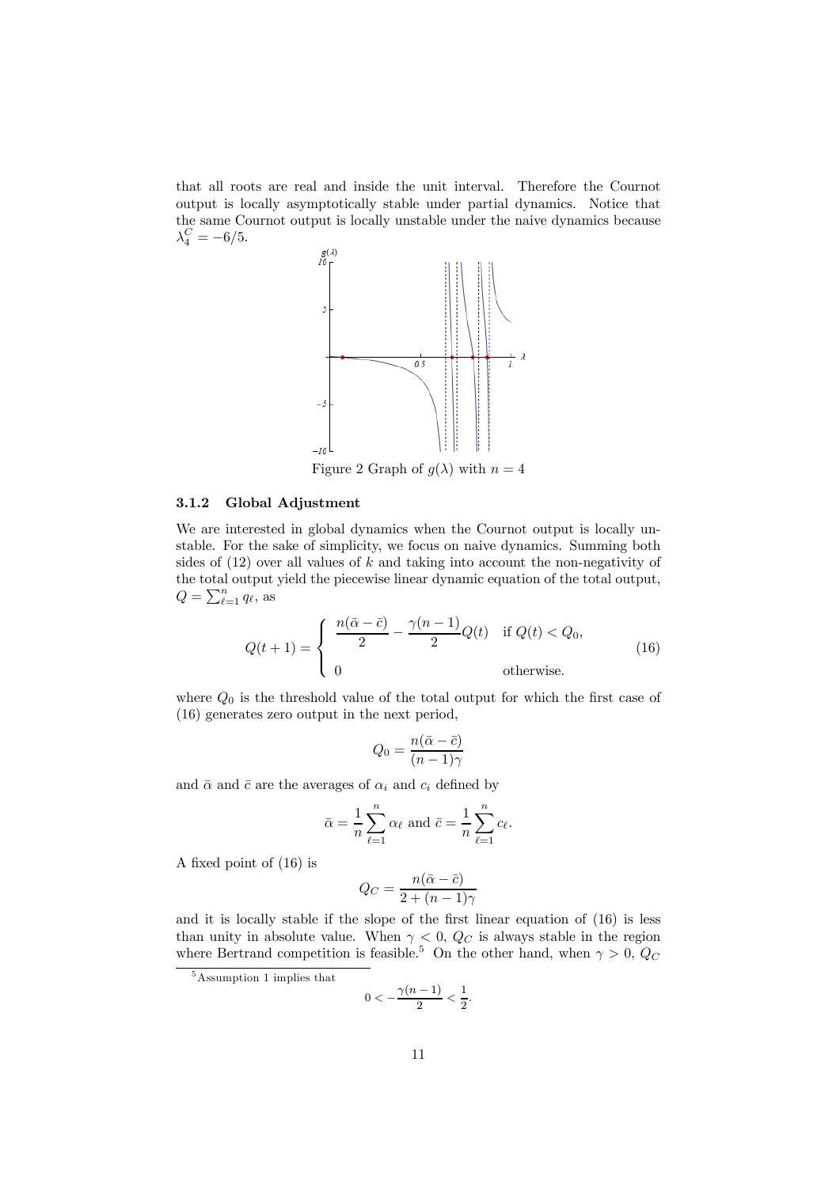that all roots are real and inside the unit interval. Therefore the Cournot output is locally asymptotically stable under partial dynamics. Notice that the same Cournot output is locally unstable under the naive dynamics because $\lambda_4^C = -6/5$.

Figure 2 Graph of $g(\lambda)$ with $n = 4$

### 3.1.2 Global Adjustment

We are interested in global dynamics when the Cournot output is locally unstable. For the sake of simplicity, we focus on naive dynamics. Summing both sides of (12) over all values of $k$ and taking into account the non-negativity of the total output yield the piecewise linear dynamic equation of the total output, $Q = \sum_{\ell=1}^{n} q_\ell$, as

$$Q(t+1) = \begin{cases} \dfrac{n(\bar{\alpha} - \bar{c})}{2} - \dfrac{\gamma(n-1)}{2} Q(t) & \text{if } Q(t) < Q_0, \\ 0 & \text{otherwise.} \end{cases} \tag{16}$$

where $Q_0$ is the threshold value of the total output for which the first case of (16) generates zero output in the next period,

$$Q_0 = \frac{n(\bar{\alpha} - \bar{c})}{(n-1)\gamma}$$

and $\bar{\alpha}$ and $\bar{c}$ are the averages of $\alpha_i$ and $c_i$ defined by

$$\bar{\alpha} = \frac{1}{n}\sum_{\ell=1}^{n} \alpha_\ell \text{ and } \bar{c} = \frac{1}{n}\sum_{\ell=1}^{n} c_\ell.$$

A fixed point of (16) is

$$Q_C = \frac{n(\bar{\alpha} - \bar{c})}{2 + (n-1)\gamma}$$

and it is locally stable if the slope of the first linear equation of (16) is less than unity in absolute value. When $\gamma < 0$, $Q_C$ is always stable in the region where Bertrand competition is feasible.[5] On the other hand, when $\gamma > 0$, $Q_C$

[5] Assumption 1 implies that

$$0 < -\frac{\gamma(n-1)}{2} < \frac{1}{2}.$$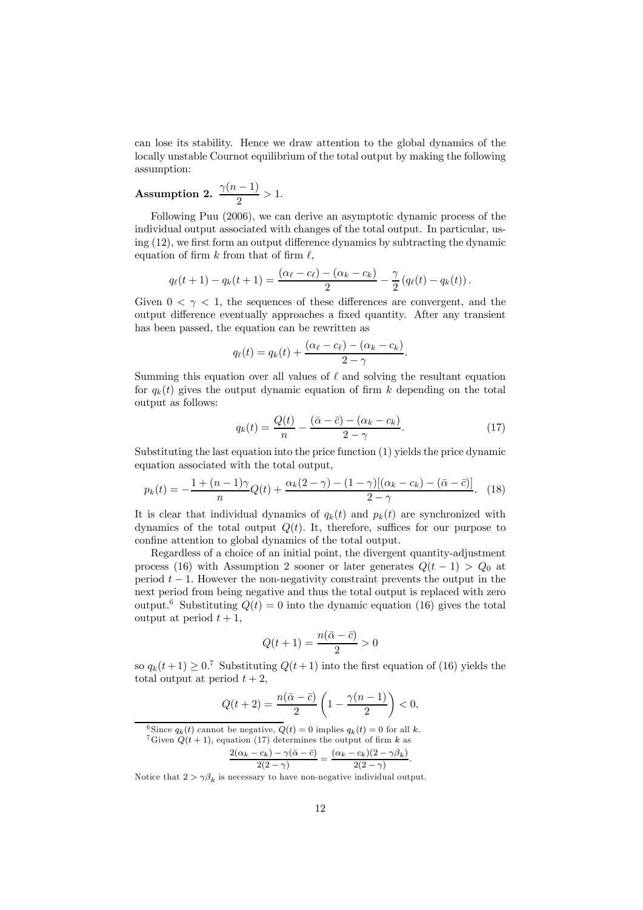can lose its stability. Hence we draw attention to the global dynamics of the locally unstable Cournot equilibrium of the total output by making the following assumption:

**Assumption 2.** $\dfrac{\gamma(n-1)}{2} > 1.$

Following Puu (2006), we can derive an asymptotic dynamic process of the individual output associated with changes of the total output. In particular, using (12), we first form an output difference dynamics by subtracting the dynamic equation of firm $k$ from that of firm $\ell$,

$$q_\ell(t+1) - q_k(t+1) = \frac{(\alpha_\ell - c_\ell) - (\alpha_k - c_k)}{2} - \frac{\gamma}{2}\left(q_\ell(t) - q_k(t)\right).$$

Given $0 < \gamma < 1$, the sequences of these differences are convergent, and the output difference eventually approaches a fixed quantity. After any transient has been passed, the equation can be rewritten as

$$q_\ell(t) = q_k(t) + \frac{(\alpha_\ell - c_\ell) - (\alpha_k - c_k)}{2-\gamma}.$$

Summing this equation over all values of $\ell$ and solving the resultant equation for $q_k(t)$ gives the output dynamic equation of firm $k$ depending on the total output as follows:

$$q_k(t) = \frac{Q(t)}{n} - \frac{(\bar{\alpha} - \bar{c}) - (\alpha_k - c_k)}{2-\gamma}. \tag{17}$$

Substituting the last equation into the price function (1) yields the price dynamic equation associated with the total output,

$$p_k(t) = -\frac{1+(n-1)\gamma}{n}Q(t) + \frac{\alpha_k(2-\gamma) - (1-\gamma)[(\alpha_k - c_k) - (\bar{\alpha} - \bar{c})]}{2-\gamma}. \tag{18}$$

It is clear that individual dynamics of $q_k(t)$ and $p_k(t)$ are synchronized with dynamics of the total output $Q(t)$. It, therefore, suffices for our purpose to confine attention to global dynamics of the total output.

Regardless of a choice of an initial point, the divergent quantity-adjustment process (16) with Assumption 2 sooner or later generates $Q(t-1) > Q_0$ at period $t-1$. However the non-negativity constraint prevents the output in the next period from being negative and thus the total output is replaced with zero output.[6] Substituting $Q(t) = 0$ into the dynamic equation (16) gives the total output at period $t+1$,

$$Q(t+1) = \frac{n(\bar{\alpha} - \bar{c})}{2} > 0$$

so $q_k(t+1) \geq 0$.[7] Substituting $Q(t+1)$ into the first equation of (16) yields the total output at period $t+2$,

$$Q(t+2) = \frac{n(\bar{\alpha} - \bar{c})}{2}\left(1 - \frac{\gamma(n-1)}{2}\right) < 0,$$

---

[6] Since $q_k(t)$ cannot be negative, $Q(t) = 0$ implies $q_k(t) = 0$ for all $k$.

[7] Given $Q(t+1)$, equation (17) determines the output of firm $k$ as

$$\frac{2(\alpha_k - c_k) - \gamma(\bar{\alpha} - \bar{c})}{2(2-\gamma)} = \frac{(\alpha_k - c_k)(2 - \gamma\beta_k)}{2(2-\gamma)}.$$

Notice that $2 > \gamma\beta_k$ is necessary to have non-negative individual output.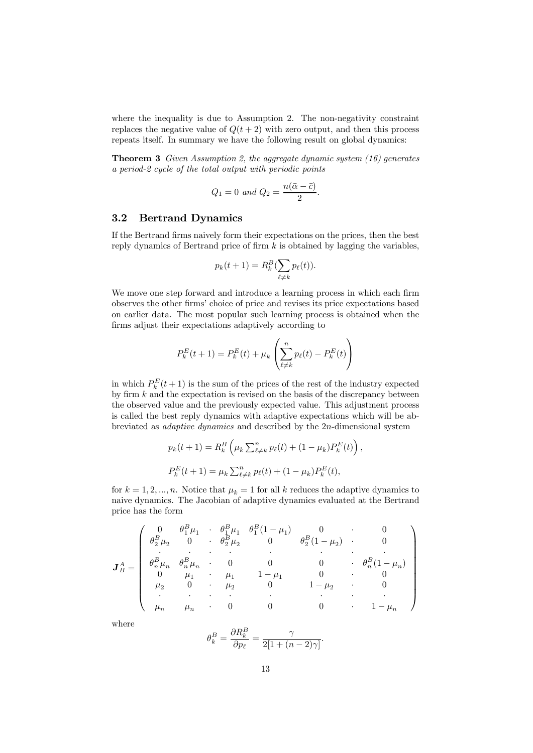where the inequality is due to Assumption 2. The non-negativity constraint replaces the negative value of $Q(t+2)$ with zero output, and then this process repeats itself. In summary we have the following result on global dynamics:

**Theorem 3** *Given Assumption 2, the aggregate dynamic system (16) generates a period-2 cycle of the total output with periodic points*

$$Q_1 = 0 \text{ and } Q_2 = \frac{n(\bar{\alpha} - \bar{c})}{2}.$$

## 3.2 Bertrand Dynamics

If the Bertrand firms naively form their expectations on the prices, then the best reply dynamics of Bertrand price of firm $k$ is obtained by lagging the variables,

$$p_k(t+1) = R_k^B(\sum_{\ell \neq k} p_\ell(t)).$$

We move one step forward and introduce a learning process in which each firm observes the other firms' choice of price and revises its price expectations based on earlier data. The most popular such learning process is obtained when the firms adjust their expectations adaptively according to

$$P_k^E(t+1) = P_k^E(t) + \mu_k \left( \sum_{\ell \neq k}^{n} p_\ell(t) - P_k^E(t) \right)$$

in which $P_k^E(t+1)$ is the sum of the prices of the rest of the industry expected by firm $k$ and the expectation is revised on the basis of the discrepancy between the observed value and the previously expected value. This adjustment process is called the best reply dynamics with adaptive expectations which will be abbreviated as *adaptive dynamics* and described by the $2n$-dimensional system

$$p_k(t+1) = R_k^B \left( \mu_k \sum_{\ell \neq k}^{n} p_\ell(t) + (1-\mu_k) P_k^E(t) \right),$$

$$P_k^E(t+1) = \mu_k \sum_{\ell \neq k}^{n} p_\ell(t) + (1-\mu_k) P_k^E(t),$$

for $k = 1, 2, ..., n$. Notice that $\mu_k = 1$ for all $k$ reduces the adaptive dynamics to naive dynamics. The Jacobian of adaptive dynamics evaluated at the Bertrand price has the form

$$\mathbf{J}_B^A = \begin{pmatrix} 0 & \theta_1^B \mu_1 & \cdot & \theta_1^B \mu_1 & \theta_1^B (1-\mu_1) & 0 & \cdot & 0 \\ \theta_2^B \mu_2 & 0 & \cdot & \theta_2^B \mu_2 & 0 & \theta_2^B (1-\mu_2) & \cdot & 0 \\ \cdot & \cdot & \cdot & \cdot & \cdot & \cdot & \cdot & \cdot \\ \theta_n^B \mu_n & \theta_n^B \mu_n & \cdot & 0 & 0 & 0 & \cdot & \theta_n^B (1-\mu_n) \\ 0 & \mu_1 & \cdot & \mu_1 & 1-\mu_1 & 0 & \cdot & 0 \\ \mu_2 & 0 & \cdot & \mu_2 & 0 & 1-\mu_2 & \cdot & 0 \\ \cdot & \cdot & \cdot & \cdot & \cdot & \cdot & \cdot & \cdot \\ \mu_n & \mu_n & \cdot & 0 & 0 & 0 & \cdot & 1-\mu_n \end{pmatrix}$$

where

$$\theta_k^B = \frac{\partial R_k^B}{\partial p_\ell} = \frac{\gamma}{2[1+(n-2)\gamma]}.$$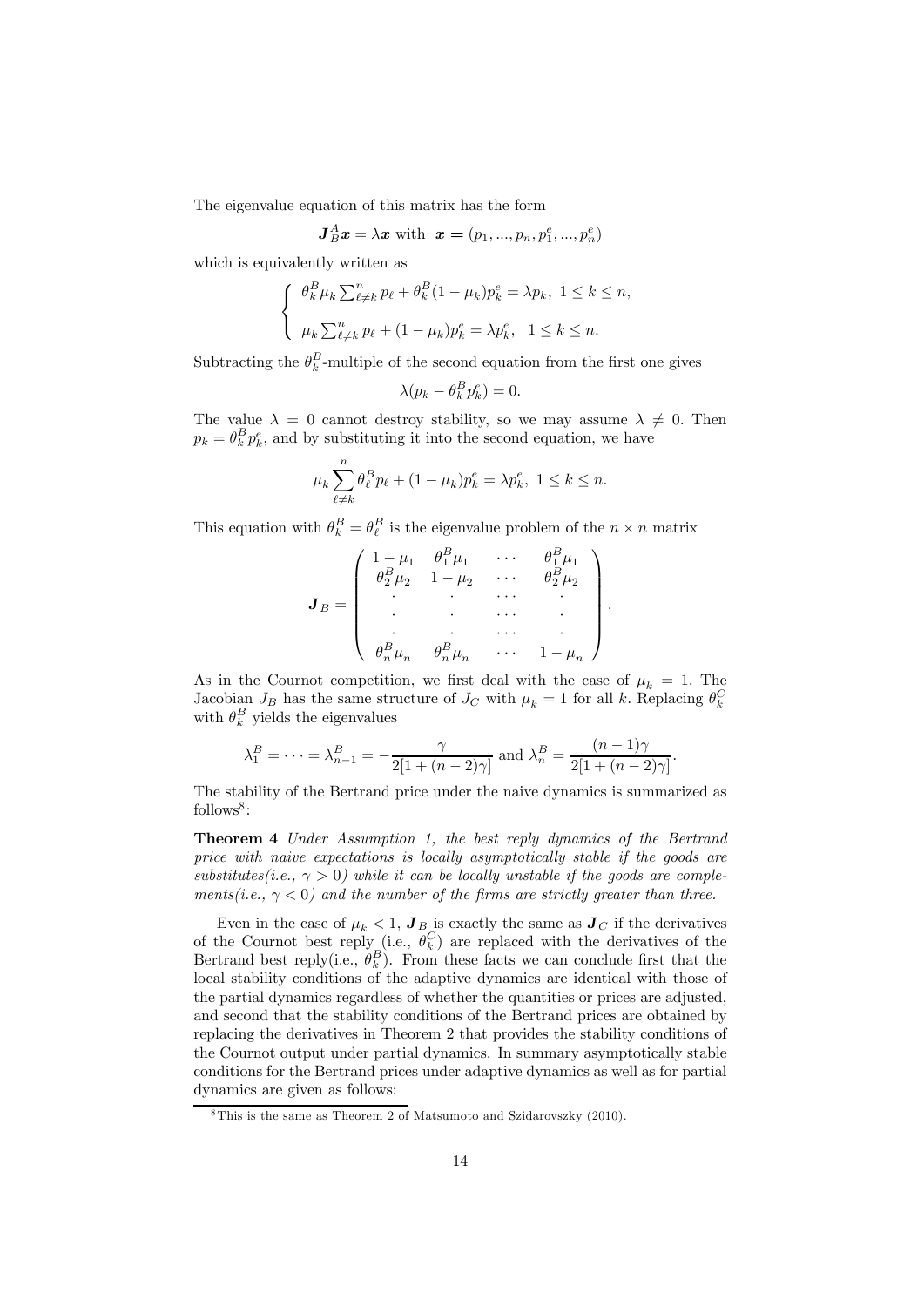The eigenvalue equation of this matrix has the form

$$\boldsymbol{J}_B^A \boldsymbol{x} = \lambda \boldsymbol{x} \text{ with } \boldsymbol{x} = (p_1, ..., p_n, p_1^e, ..., p_n^e)$$

which is equivalently written as

$$\begin{cases} \theta_k^B \mu_k \sum_{\ell \neq k}^n p_\ell + \theta_k^B (1-\mu_k) p_k^e = \lambda p_k, \ 1 \leq k \leq n, \\ \\ \mu_k \sum_{\ell \neq k}^n p_\ell + (1-\mu_k) p_k^e = \lambda p_k^e, \ \ 1 \leq k \leq n. \end{cases}$$

Subtracting the $\theta_k^B$-multiple of the second equation from the first one gives

$$\lambda (p_k - \theta_k^B p_k^e) = 0.$$

The value $\lambda = 0$ cannot destroy stability, so we may assume $\lambda \neq 0$. Then $p_k = \theta_k^B p_k^e$, and by substituting it into the second equation, we have

$$\mu_k \sum_{\ell \neq k}^n \theta_\ell^B p_\ell + (1-\mu_k) p_k^e = \lambda p_k^e, \ 1 \leq k \leq n.$$

This equation with $\theta_k^B = \theta_\ell^B$ is the eigenvalue problem of the $n \times n$ matrix

$$\boldsymbol{J}_B = \begin{pmatrix} 1-\mu_1 & \theta_1^B \mu_1 & \cdots & \theta_1^B \mu_1 \\ \theta_2^B \mu_2 & 1-\mu_2 & \cdots & \theta_2^B \mu_2 \\ \cdot & \cdot & \cdots & \cdot \\ \cdot & \cdot & \cdots & \cdot \\ \cdot & \cdot & \cdots & \cdot \\ \theta_n^B \mu_n & \theta_n^B \mu_n & \cdots & 1-\mu_n \end{pmatrix}.$$

As in the Cournot competition, we first deal with the case of $\mu_k = 1$. The Jacobian $J_B$ has the same structure of $J_C$ with $\mu_k = 1$ for all $k$. Replacing $\theta_k^C$ with $\theta_k^B$ yields the eigenvalues

$$\lambda_1^B = \cdots = \lambda_{n-1}^B = -\frac{\gamma}{2[1+(n-2)\gamma]} \text{ and } \lambda_n^B = \frac{(n-1)\gamma}{2[1+(n-2)\gamma]}.$$

The stability of the Bertrand price under the naive dynamics is summarized as follows[8]:

**Theorem 4** *Under Assumption 1, the best reply dynamics of the Bertrand price with naive expectations is locally asymptotically stable if the goods are substitutes(i.e., $\gamma > 0$) while it can be locally unstable if the goods are complements(i.e., $\gamma < 0$) and the number of the firms are strictly greater than three.*

Even in the case of $\mu_k < 1$, $\boldsymbol{J}_B$ is exactly the same as $\boldsymbol{J}_C$ if the derivatives of the Cournot best reply (i.e., $\theta_k^C$) are replaced with the derivatives of the Bertrand best reply(i.e., $\theta_k^B$). From these facts we can conclude first that the local stability conditions of the adaptive dynamics are identical with those of the partial dynamics regardless of whether the quantities or prices are adjusted, and second that the stability conditions of the Bertrand prices are obtained by replacing the derivatives in Theorem 2 that provides the stability conditions of the Cournot output under partial dynamics. In summary asymptotically stable conditions for the Bertrand prices under adaptive dynamics as well as for partial dynamics are given as follows:

[8] This is the same as Theorem 2 of Matsumoto and Szidarovszky (2010).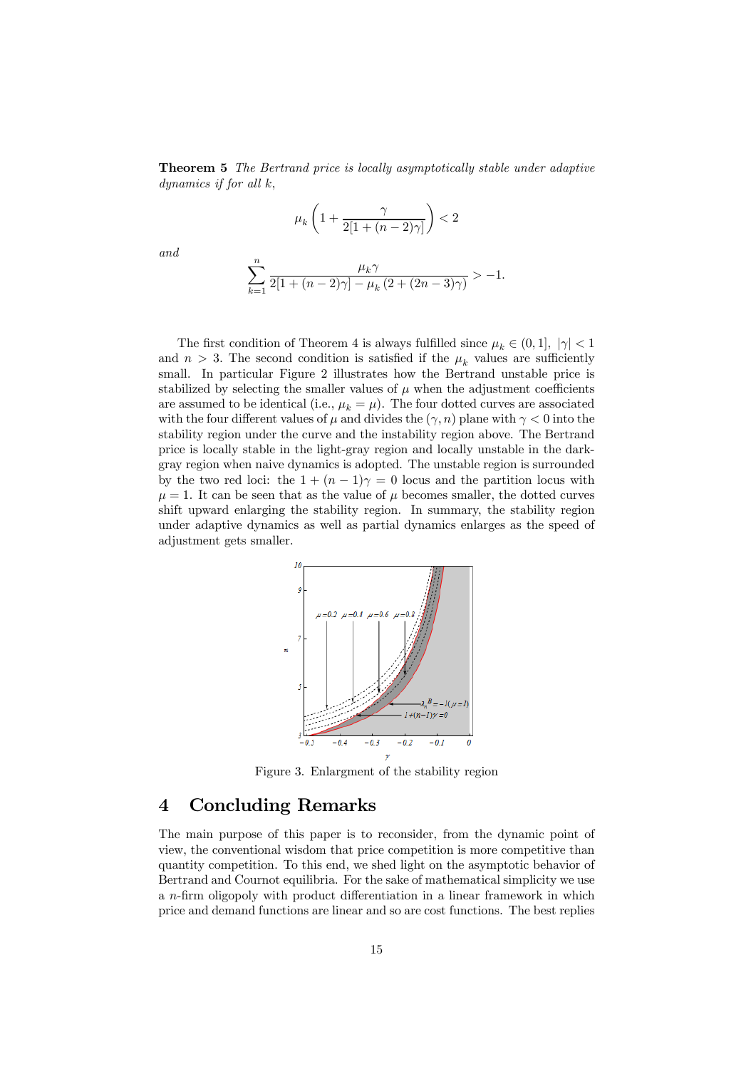**Theorem 5** *The Bertrand price is locally asymptotically stable under adaptive dynamics if for all k,*

$$\mu_k \left(1 + \frac{\gamma}{2[1 + (n-2)\gamma]}\right) < 2$$

*and*

$$\sum_{k=1}^{n} \frac{\mu_k \gamma}{2[1 + (n-2)\gamma] - \mu_k (2 + (2n-3)\gamma)} > -1.$$

The first condition of Theorem 4 is always fulfilled since $\mu_k \in (0, 1]$, $|\gamma| < 1$ and $n > 3$. The second condition is satisfied if the $\mu_k$ values are sufficiently small. In particular Figure 2 illustrates how the Bertrand unstable price is stabilized by selecting the smaller values of $\mu$ when the adjustment coefficients are assumed to be identical (i.e., $\mu_k = \mu$). The four dotted curves are associated with the four different values of $\mu$ and divides the $(\gamma, n)$ plane with $\gamma < 0$ into the stability region under the curve and the instability region above. The Bertrand price is locally stable in the light-gray region and locally unstable in the dark-gray region when naive dynamics is adopted. The unstable region is surrounded by the two red loci: the $1 + (n-1)\gamma = 0$ locus and the partition locus with $\mu = 1$. It can be seen that as the value of $\mu$ becomes smaller, the dotted curves shift upward enlarging the stability region. In summary, the stability region under adaptive dynamics as well as partial dynamics enlarges as the speed of adjustment gets smaller.

Figure 3. Enlargment of the stability region

## 4 Concluding Remarks

The main purpose of this paper is to reconsider, from the dynamic point of view, the conventional wisdom that price competition is more competitive than quantity competition. To this end, we shed light on the asymptotic behavior of Bertrand and Cournot equilibria. For the sake of mathematical simplicity we use a $n$-firm oligopoly with product differentiation in a linear framework in which price and demand functions are linear and so are cost functions. The best replies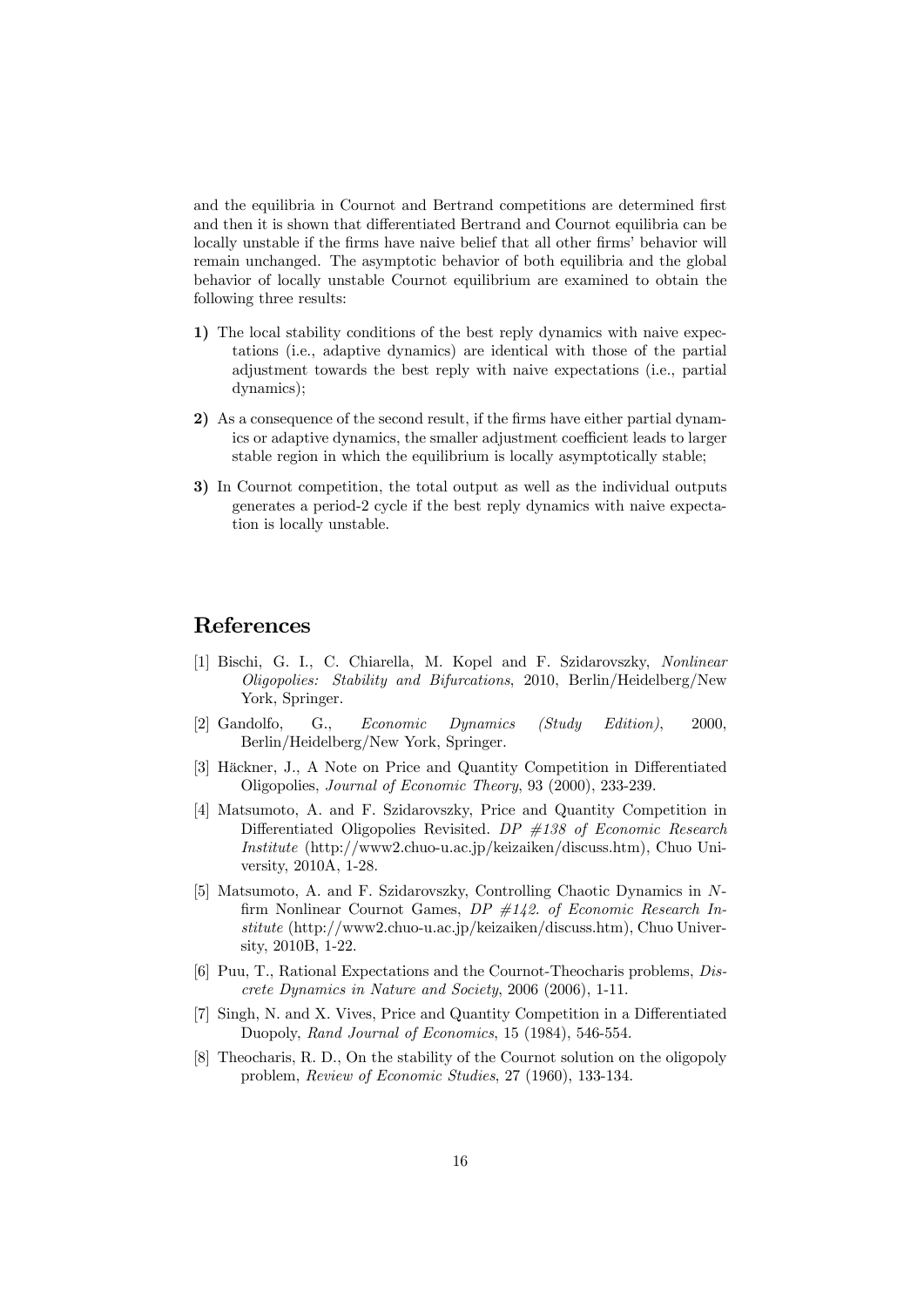and the equilibria in Cournot and Bertrand competitions are determined first and then it is shown that differentiated Bertrand and Cournot equilibria can be locally unstable if the firms have naive belief that all other firms' behavior will remain unchanged. The asymptotic behavior of both equilibria and the global behavior of locally unstable Cournot equilibrium are examined to obtain the following three results:

**1)** The local stability conditions of the best reply dynamics with naive expectations (i.e., adaptive dynamics) are identical with those of the partial adjustment towards the best reply with naive expectations (i.e., partial dynamics);

**2)** As a consequence of the second result, if the firms have either partial dynamics or adaptive dynamics, the smaller adjustment coefficient leads to larger stable region in which the equilibrium is locally asymptotically stable;

**3)** In Cournot competition, the total output as well as the individual outputs generates a period-2 cycle if the best reply dynamics with naive expectation is locally unstable.

# References

[1] Bischi, G. I., C. Chiarella, M. Kopel and F. Szidarovszky, *Nonlinear Oligopolies: Stability and Bifurcations*, 2010, Berlin/Heidelberg/New York, Springer.

[2] Gandolfo, G., *Economic Dynamics (Study Edition)*, 2000, Berlin/Heidelberg/New York, Springer.

[3] Häckner, J., A Note on Price and Quantity Competition in Differentiated Oligopolies, *Journal of Economic Theory*, 93 (2000), 233-239.

[4] Matsumoto, A. and F. Szidarovszky, Price and Quantity Competition in Differentiated Oligopolies Revisited. *DP #138 of Economic Research Institute* (http://www2.chuo-u.ac.jp/keizaiken/discuss.htm), Chuo University, 2010A, 1-28.

[5] Matsumoto, A. and F. Szidarovszky, Controlling Chaotic Dynamics in $N$-firm Nonlinear Cournot Games, *DP #142. of Economic Research Institute* (http://www2.chuo-u.ac.jp/keizaiken/discuss.htm), Chuo University, 2010B, 1-22.

[6] Puu, T., Rational Expectations and the Cournot-Theocharis problems, *Discrete Dynamics in Nature and Society*, 2006 (2006), 1-11.

[7] Singh, N. and X. Vives, Price and Quantity Competition in a Differentiated Duopoly, *Rand Journal of Economics*, 15 (1984), 546-554.

[8] Theocharis, R. D., On the stability of the Cournot solution on the oligopoly problem, *Review of Economic Studies*, 27 (1960), 133-134.